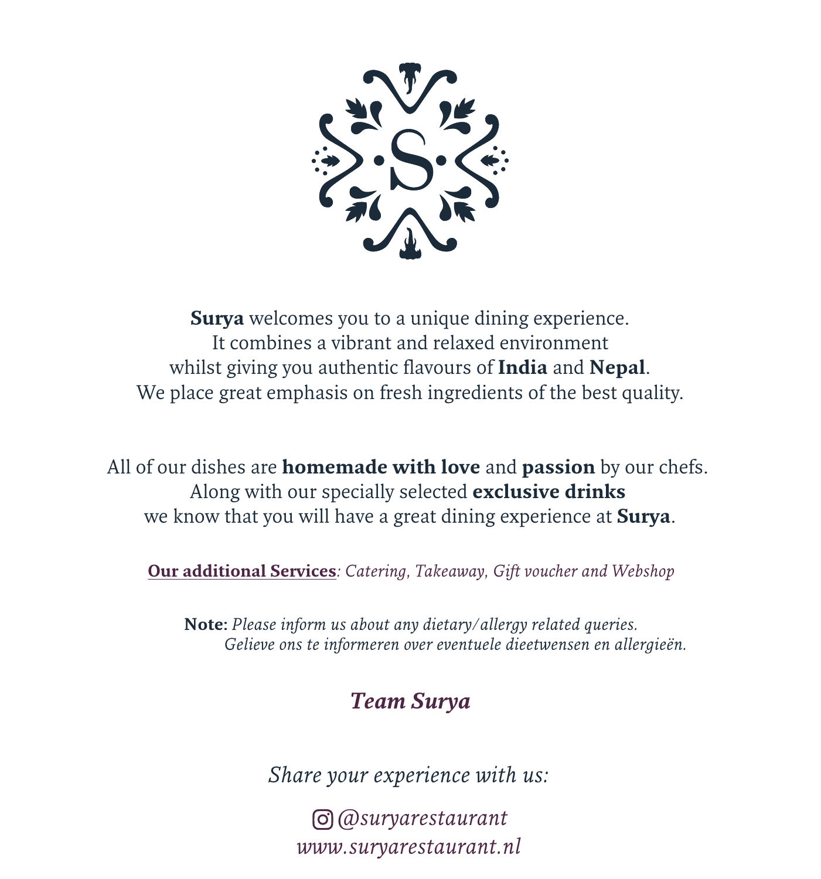**Surya** welcomes you to a unique dining experience.
It combines a vibrant and relaxed environment
whilst giving you authentic flavours of **India** and **Nepal**.
We place great emphasis on fresh ingredients of the best quality.

All of our dishes are **homemade with love** and **passion** by our chefs.
Along with our specially selected **exclusive drinks**
we know that you will have a great dining experience at **Surya**.

**Our additional Services**: *Catering, Takeaway, Gift voucher and Webshop*

**Note:** *Please inform us about any dietary/allergy related queries.*
*Gelieve ons te informeren over eventuele dieetwensen en allergieën.*

***Team Surya***

*Share your experience with us:*

*@suryarestaurant*
*www.suryarestaurant.nl*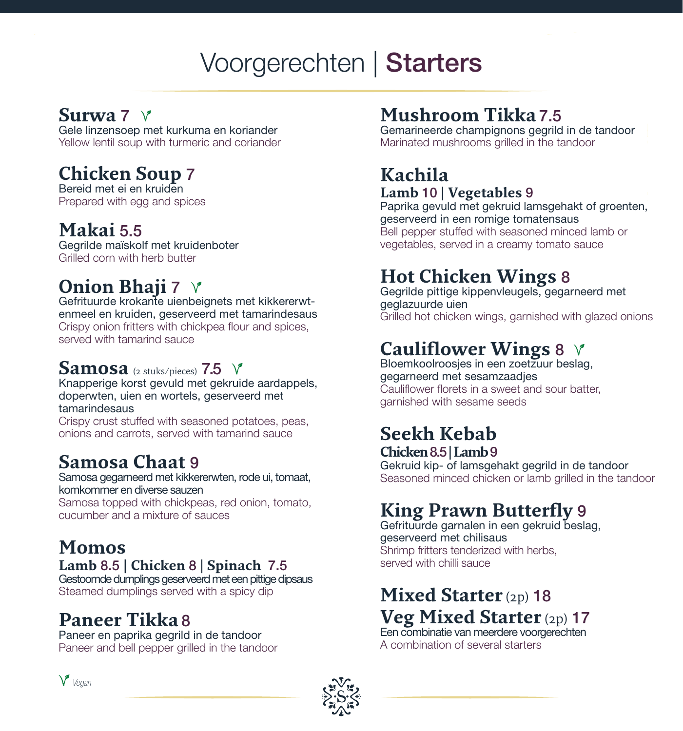# Voorgerechten | Starters

## Surwa 7 (Vegan)
Gele linzensoep met kurkuma en koriander
Yellow lentil soup with turmeric and coriander

## Chicken Soup 7
Bereid met ei en kruiden
Prepared with egg and spices

## Makai 5.5
Gegrilde maïskolf met kruidenboter
Grilled corn with herb butter

## Onion Bhaji 7 (Vegan)
Gefrituurde krokante uienbeignets met kikkererwtenmeel en kruiden, geserveerd met tamarindesaus
Crispy onion fritters with chickpea flour and spices, served with tamarind sauce

## Samosa (2 stuks/pieces) 7.5 (Vegan)
Knapperige korst gevuld met gekruide aardappels, doperwten, uien en wortels, geserveerd met tamarindesaus
Crispy crust stuffed with seasoned potatoes, peas, onions and carrots, served with tamarind sauce

## Samosa Chaat 9
Samosa gegarneerd met kikkererwten, rode ui, tomaat, komkommer en diverse sauzen
Samosa topped with chickpeas, red onion, tomato, cucumber and a mixture of sauces

## Momos
**Lamb 8.5 | Chicken 8 | Spinach 7.5**
Gestoomde dumplings geserveerd met een pittige dipsaus
Steamed dumplings served with a spicy dip

## Paneer Tikka 8
Paneer en paprika gegrild in de tandoor
Paneer and bell pepper grilled in the tandoor

## Mushroom Tikka 7.5
Gemarineerde champignons gegrild in de tandoor
Marinated mushrooms grilled in the tandoor

## Kachila
**Lamb 10 | Vegetables 9**
Paprika gevuld met gekruid lamsgehakt of groenten, geserveerd in een romige tomatensaus
Bell pepper stuffed with seasoned minced lamb or vegetables, served in a creamy tomato sauce

## Hot Chicken Wings 8
Gegrilde pittige kippenvleugels, gegarneerd met geglazuurde uien
Grilled hot chicken wings, garnished with glazed onions

## Cauliflower Wings 8 (Vegan)
Bloemkoolroosjes in een zoetzuur beslag, gegarneerd met sesamzaadjes
Cauliflower florets in a sweet and sour batter, garnished with sesame seeds

## Seekh Kebab
**Chicken 8.5 | Lamb 9**
Gekruid kip- of lamsgehakt gegrild in de tandoor
Seasoned minced chicken or lamb grilled in the tandoor

## King Prawn Butterfly 9
Gefrituurde garnalen in een gekruid beslag, geserveerd met chilisaus
Shrimp fritters tenderized with herbs, served with chilli sauce

## Mixed Starter (2p) 18
## Veg Mixed Starter (2p) 17
Een combinatie van meerdere voorgerechten
A combination of several starters

*Vegan*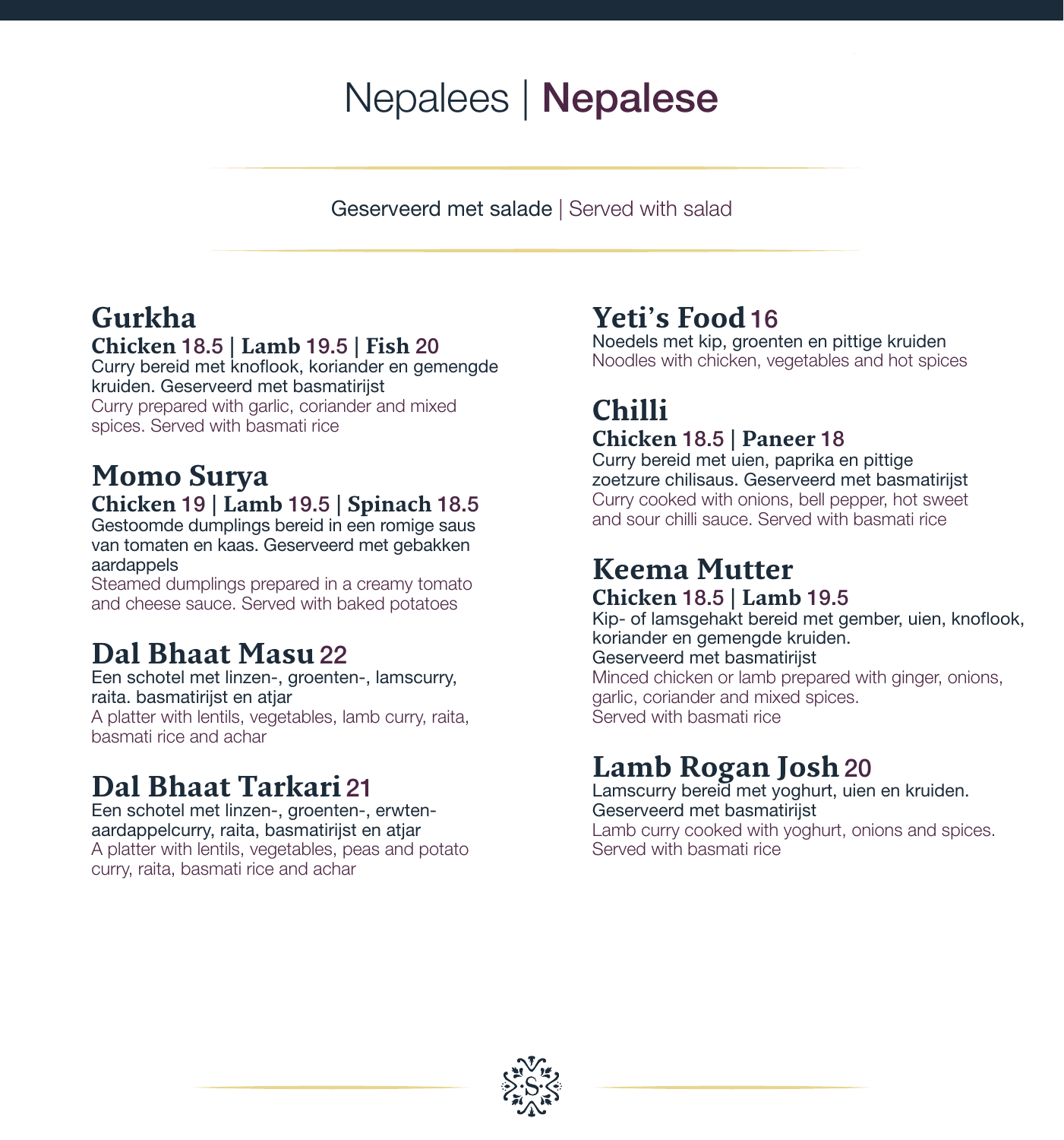# Nepalees | **Nepalese**

Geserveerd met salade | Served with salad

## Gurkha

**Chicken** 18.5 | **Lamb** 19.5 | **Fish** 20

Curry bereid met knoflook, koriander en gemengde kruiden. Geserveerd met basmatirijst

Curry prepared with garlic, coriander and mixed spices. Served with basmati rice

## Momo Surya

**Chicken** 19 | **Lamb** 19.5 | **Spinach** 18.5

Gestoomde dumplings bereid in een romige saus van tomaten en kaas. Geserveerd met gebakken aardappels

Steamed dumplings prepared in a creamy tomato and cheese sauce. Served with baked potatoes

## Dal Bhaat Masu 22

Een schotel met linzen-, groenten-, lamscurry, raita. basmatirijst en atjar

A platter with lentils, vegetables, lamb curry, raita, basmati rice and achar

## Dal Bhaat Tarkari 21

Een schotel met linzen-, groenten-, erwten-aardappelcurry, raita, basmatirijst en atjar

A platter with lentils, vegetables, peas and potato curry, raita, basmati rice and achar

## Yeti's Food 16

Noedels met kip, groenten en pittige kruiden

Noodles with chicken, vegetables and hot spices

## Chilli

**Chicken** 18.5 | **Paneer** 18

Curry bereid met uien, paprika en pittige zoetzure chilisaus. Geserveerd met basmatirijst

Curry cooked with onions, bell pepper, hot sweet and sour chilli sauce. Served with basmati rice

## Keema Mutter

**Chicken** 18.5 | **Lamb** 19.5

Kip- of lamsgehakt bereid met gember, uien, knoflook, koriander en gemengde kruiden.
Geserveerd met basmatirijst

Minced chicken or lamb prepared with ginger, onions, garlic, coriander and mixed spices.
Served with basmati rice

## Lamb Rogan Josh 20

Lamscurry bereid met yoghurt, uien en kruiden.
Geserveerd met basmatirijst

Lamb curry cooked with yoghurt, onions and spices.
Served with basmati rice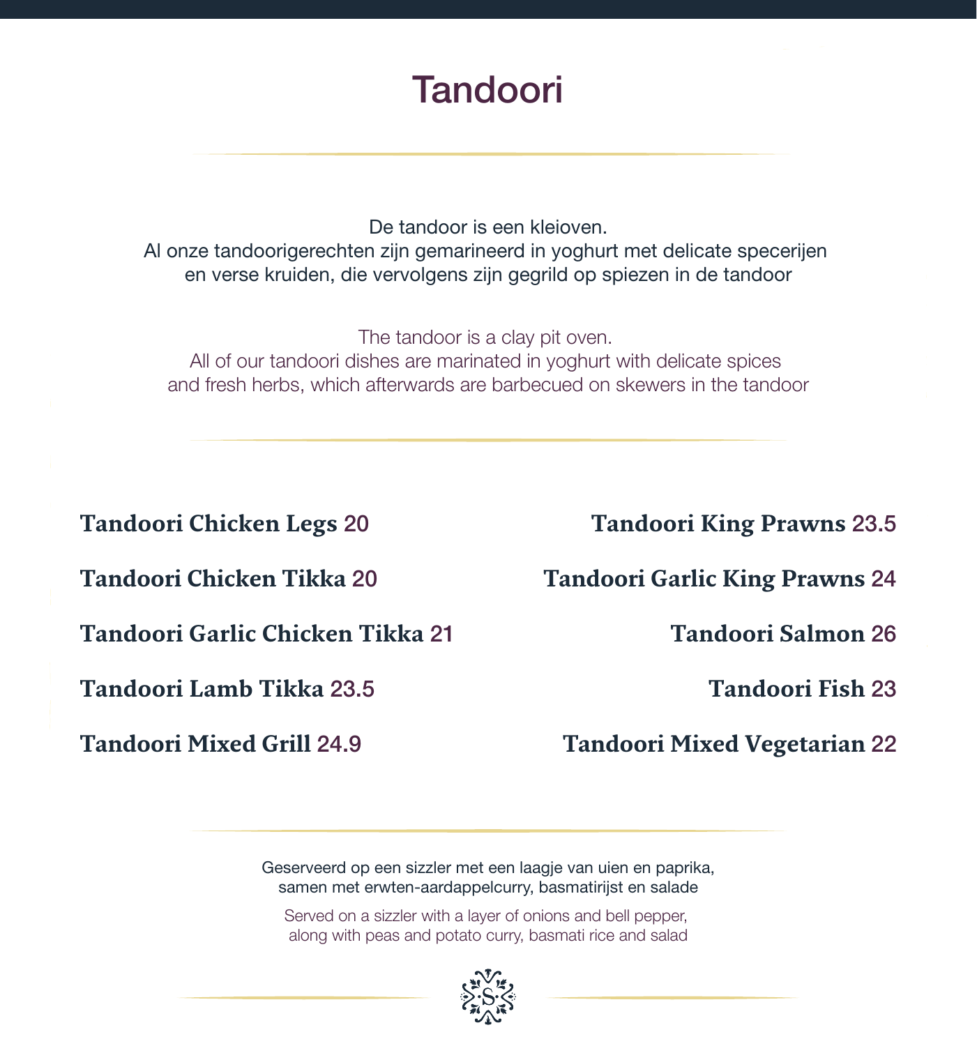# Tandoori

De tandoor is een kleioven.
Al onze tandoorigerechten zijn gemarineerd in yoghurt met delicate specerijen en verse kruiden, die vervolgens zijn gegrild op spiezen in de tandoor

The tandoor is a clay pit oven.
All of our tandoori dishes are marinated in yoghurt with delicate spices and fresh herbs, which afterwards are barbecued on skewers in the tandoor

**Tandoori Chicken Legs** 20

**Tandoori Chicken Tikka** 20

**Tandoori Garlic Chicken Tikka** 21

**Tandoori Lamb Tikka** 23.5

**Tandoori Mixed Grill** 24.9

**Tandoori King Prawns** 23.5

**Tandoori Garlic King Prawns** 24

**Tandoori Salmon** 26

**Tandoori Fish** 23

**Tandoori Mixed Vegetarian** 22

Geserveerd op een sizzler met een laagje van uien en paprika, samen met erwten-aardappelcurry, basmatirijst en salade

Served on a sizzler with a layer of onions and bell pepper, along with peas and potato curry, basmati rice and salad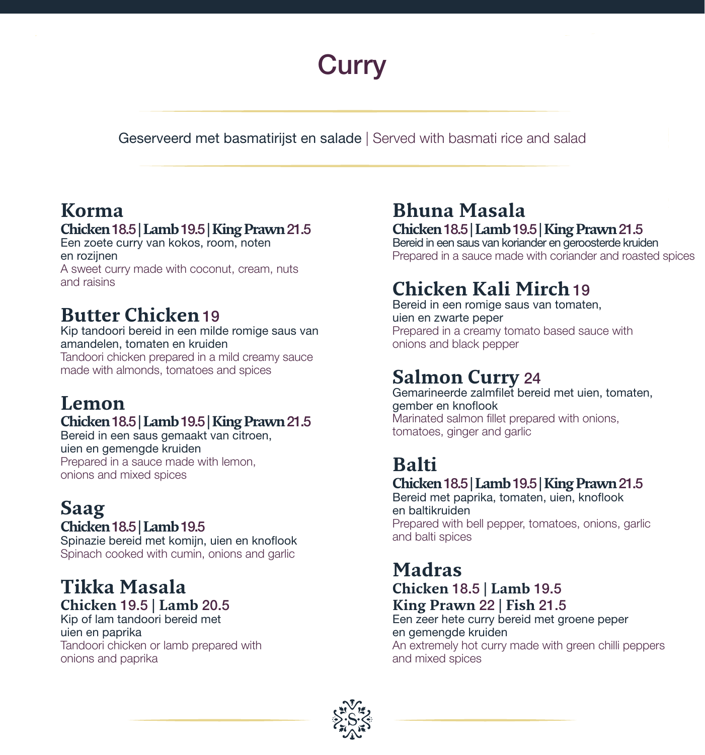# Curry

Geserveerd met basmatirijst en salade | Served with basmati rice and salad

## Korma

**Chicken 18.5 | Lamb 19.5 | King Prawn 21.5**

Een zoete curry van kokos, room, noten en rozijnen

A sweet curry made with coconut, cream, nuts and raisins

## Butter Chicken 19

Kip tandoori bereid in een milde romige saus van amandelen, tomaten en kruiden

Tandoori chicken prepared in a mild creamy sauce made with almonds, tomatoes and spices

## Lemon

**Chicken 18.5 | Lamb 19.5 | King Prawn 21.5**

Bereid in een saus gemaakt van citroen, uien en gemengde kruiden

Prepared in a sauce made with lemon, onions and mixed spices

## Saag

**Chicken 18.5 | Lamb 19.5**

Spinazie bereid met komijn, uien en knoflook

Spinach cooked with cumin, onions and garlic

## Tikka Masala

**Chicken 19.5 | Lamb 20.5**

Kip of lam tandoori bereid met uien en paprika

Tandoori chicken or lamb prepared with onions and paprika

## Bhuna Masala

**Chicken 18.5 | Lamb 19.5 | King Prawn 21.5**

Bereid in een saus van koriander en geroosterde kruiden

Prepared in a sauce made with coriander and roasted spices

## Chicken Kali Mirch 19

Bereid in een romige saus van tomaten, uien en zwarte peper

Prepared in a creamy tomato based sauce with onions and black pepper

## Salmon Curry 24

Gemarineerde zalmfilet bereid met uien, tomaten, gember en knoflook

Marinated salmon fillet prepared with onions, tomatoes, ginger and garlic

## Balti

**Chicken 18.5 | Lamb 19.5 | King Prawn 21.5**

Bereid met paprika, tomaten, uien, knoflook en baltikruiden

Prepared with bell pepper, tomatoes, onions, garlic and balti spices

## Madras

**Chicken 18.5 | Lamb 19.5**
**King Prawn 22 | Fish 21.5**

Een zeer hete curry bereid met groene peper en gemengde kruiden

An extremely hot curry made with green chilli peppers and mixed spices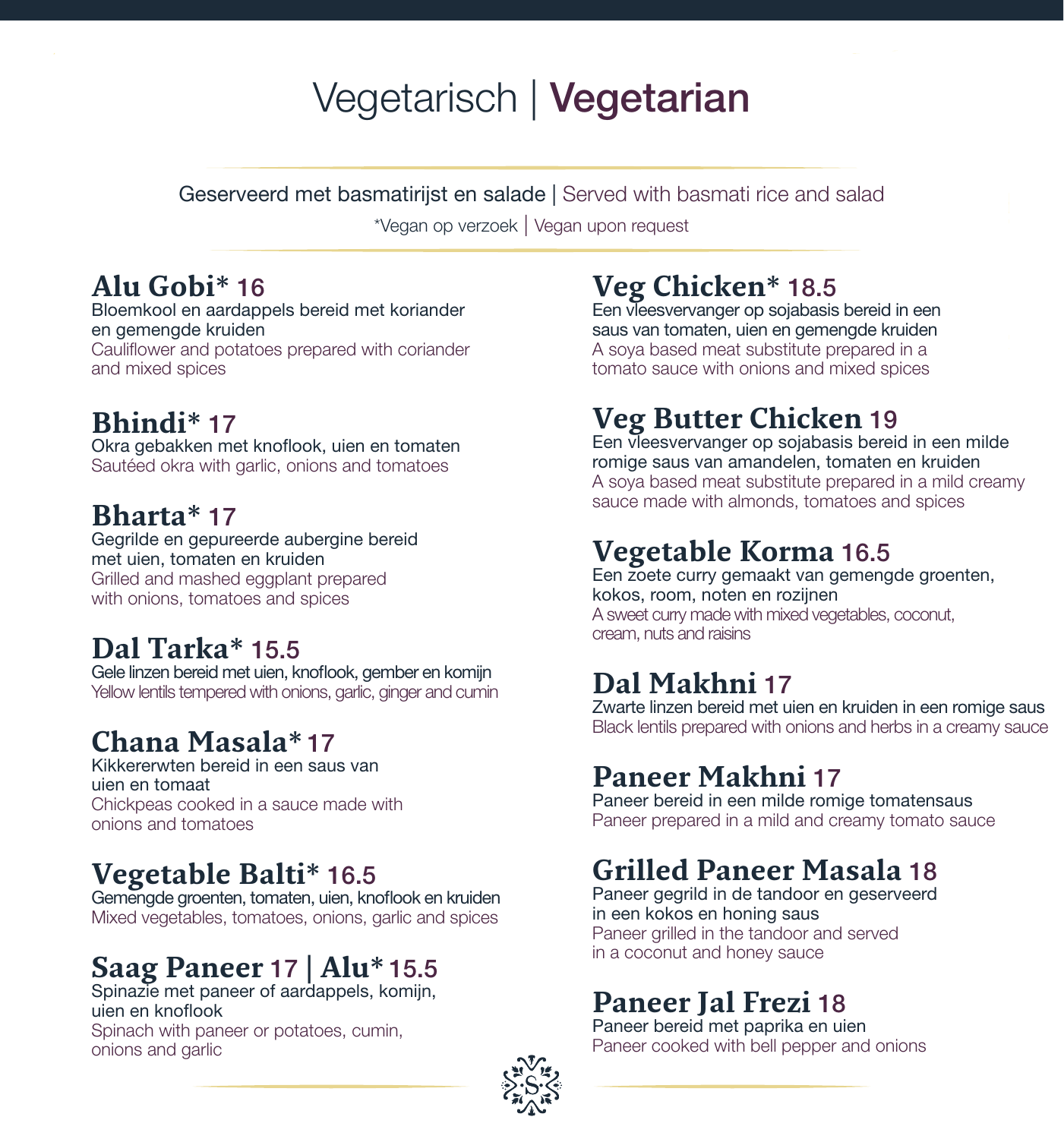# Vegetarisch | Vegetarian

Geserveerd met basmatirijst en salade | Served with basmati rice and salad

*Vegan op verzoek | Vegan upon request

## Alu Gobi* 16

Bloemkool en aardappels bereid met koriander en gemengde kruiden
Cauliflower and potatoes prepared with coriander and mixed spices

## Bhindi* 17

Okra gebakken met knoflook, uien en tomaten
Sautéed okra with garlic, onions and tomatoes

## Bharta* 17

Gegrilde en gepureerde aubergine bereid met uien, tomaten en kruiden
Grilled and mashed eggplant prepared with onions, tomatoes and spices

## Dal Tarka* 15.5

Gele linzen bereid met uien, knoflook, gember en komijn
Yellow lentils tempered with onions, garlic, ginger and cumin

## Chana Masala* 17

Kikkererwten bereid in een saus van uien en tomaat
Chickpeas cooked in a sauce made with onions and tomatoes

## Vegetable Balti* 16.5

Gemengde groenten, tomaten, uien, knoflook en kruiden
Mixed vegetables, tomatoes, onions, garlic and spices

## Saag Paneer 17 | Alu* 15.5

Spinazie met paneer of aardappels, komijn, uien en knoflook
Spinach with paneer or potatoes, cumin, onions and garlic

## Veg Chicken* 18.5

Een vleesvervanger op sojabasis bereid in een saus van tomaten, uien en gemengde kruiden
A soya based meat substitute prepared in a tomato sauce with onions and mixed spices

## Veg Butter Chicken 19

Een vleesvervanger op sojabasis bereid in een milde romige saus van amandelen, tomaten en kruiden
A soya based meat substitute prepared in a mild creamy sauce made with almonds, tomatoes and spices

## Vegetable Korma 16.5

Een zoete curry gemaakt van gemengde groenten, kokos, room, noten en rozijnen
A sweet curry made with mixed vegetables, coconut, cream, nuts and raisins

## Dal Makhni 17

Zwarte linzen bereid met uien en kruiden in een romige saus
Black lentils prepared with onions and herbs in a creamy sauce

## Paneer Makhni 17

Paneer bereid in een milde romige tomatensaus
Paneer prepared in a mild and creamy tomato sauce

## Grilled Paneer Masala 18

Paneer gegrild in de tandoor en geserveerd in een kokos en honing saus
Paneer grilled in the tandoor and served in a coconut and honey sauce

## Paneer Jal Frezi 18

Paneer bereid met paprika en uien
Paneer cooked with bell pepper and onions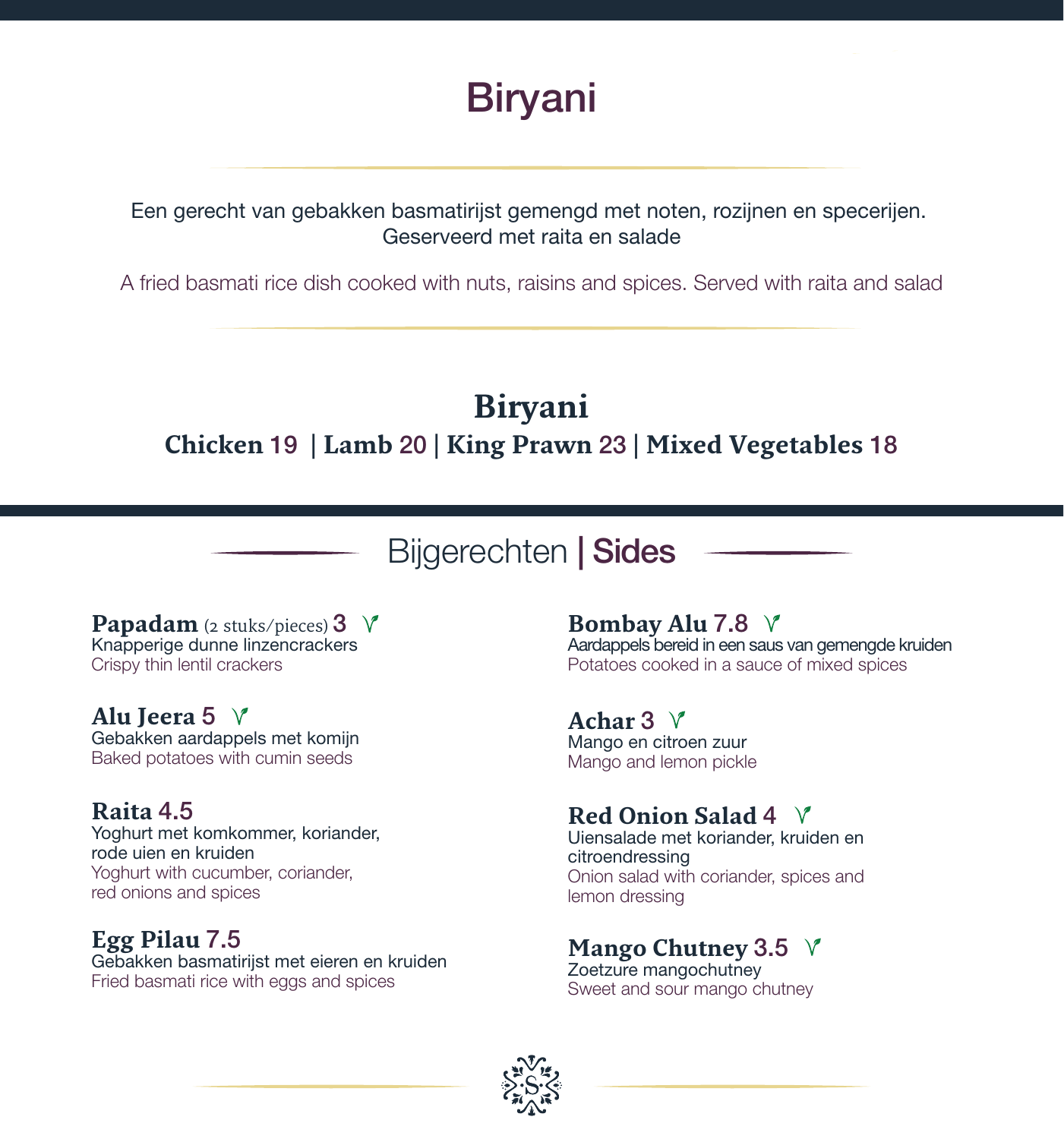# Biryani

Een gerecht van gebakken basmatirijst gemengd met noten, rozijnen en specerijen. Geserveerd met raita en salade

A fried basmati rice dish cooked with nuts, raisins and spices. Served with raita and salad

## Biryani

**Chicken** 19 | **Lamb** 20 | **King Prawn** 23 | **Mixed Vegetables** 18

## Bijgerechten | Sides

**Papadam** (2 stuks/pieces) 3 V
Knapperige dunne linzencrackers
Crispy thin lentil crackers

**Alu Jeera** 5 V
Gebakken aardappels met komijn
Baked potatoes with cumin seeds

**Raita** 4.5
Yoghurt met komkommer, koriander, rode uien en kruiden
Yoghurt with cucumber, coriander, red onions and spices

**Egg Pilau** 7.5
Gebakken basmatirijst met eieren en kruiden
Fried basmati rice with eggs and spices

**Bombay Alu** 7.8 V
Aardappels bereid in een saus van gemengde kruiden
Potatoes cooked in a sauce of mixed spices

**Achar** 3 V
Mango en citroen zuur
Mango and lemon pickle

**Red Onion Salad** 4 V
Uiensalade met koriander, kruiden en citroendressing
Onion salad with coriander, spices and lemon dressing

**Mango Chutney** 3.5 V
Zoetzure mangochutney
Sweet and sour mango chutney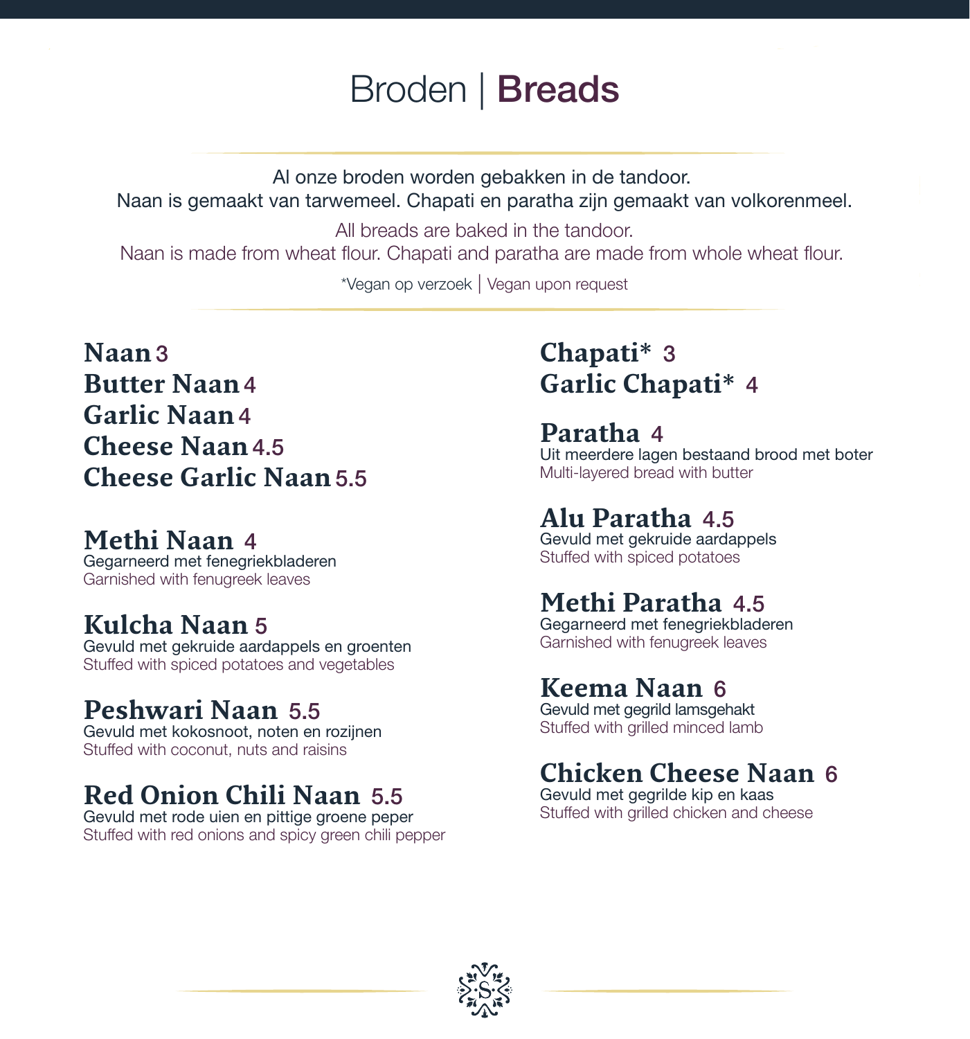# Broden | **Breads**

Al onze broden worden gebakken in de tandoor.
Naan is gemaakt van tarwemeel. Chapati en paratha zijn gemaakt van volkorenmeel.

All breads are baked in the tandoor.
Naan is made from wheat flour. Chapati and paratha are made from whole wheat flour.

*Vegan op verzoek | Vegan upon request

**Naan** 3
**Butter Naan** 4
**Garlic Naan** 4
**Cheese Naan** 4.5
**Cheese Garlic Naan** 5.5

**Methi Naan** 4
Gegarneerd met fenegriekbladeren
Garnished with fenugreek leaves

**Kulcha Naan** 5
Gevuld met gekruide aardappels en groenten
Stuffed with spiced potatoes and vegetables

**Peshwari Naan** 5.5
Gevuld met kokosnoot, noten en rozijnen
Stuffed with coconut, nuts and raisins

**Red Onion Chili Naan** 5.5
Gevuld met rode uien en pittige groene peper
Stuffed with red onions and spicy green chili pepper

**Chapati*** 3
**Garlic Chapati*** 4

**Paratha** 4
Uit meerdere lagen bestaand brood met boter
Multi-layered bread with butter

**Alu Paratha** 4.5
Gevuld met gekruide aardappels
Stuffed with spiced potatoes

**Methi Paratha** 4.5
Gegarneerd met fenegriekbladeren
Garnished with fenugreek leaves

**Keema Naan** 6
Gevuld met gegrild lamsgehakt
Stuffed with grilled minced lamb

**Chicken Cheese Naan** 6
Gevuld met gegrilde kip en kaas
Stuffed with grilled chicken and cheese